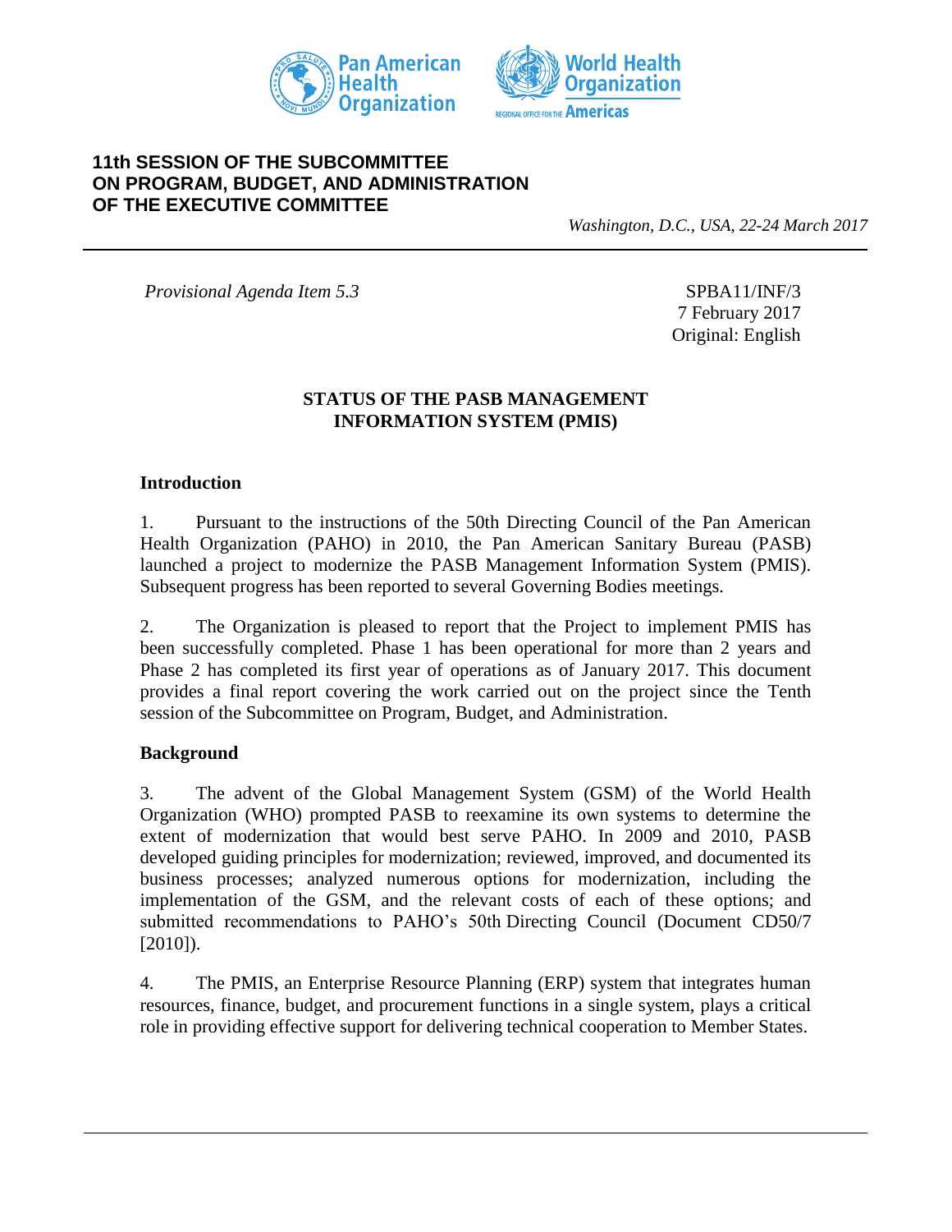**11th SESSION OF THE SUBCOMMITTEE ON PROGRAM, BUDGET, AND ADMINISTRATION OF THE EXECUTIVE COMMITTEE**

*Washington, D.C., USA, 22-24 March 2017*

*Provisional Agenda Item 5.3*

SPBA11/INF/3
7 February 2017
Original: English

# STATUS OF THE PASB MANAGEMENT INFORMATION SYSTEM (PMIS)

## Introduction

1. Pursuant to the instructions of the 50th Directing Council of the Pan American Health Organization (PAHO) in 2010, the Pan American Sanitary Bureau (PASB) launched a project to modernize the PASB Management Information System (PMIS). Subsequent progress has been reported to several Governing Bodies meetings.

2. The Organization is pleased to report that the Project to implement PMIS has been successfully completed. Phase 1 has been operational for more than 2 years and Phase 2 has completed its first year of operations as of January 2017. This document provides a final report covering the work carried out on the project since the Tenth session of the Subcommittee on Program, Budget, and Administration.

## Background

3. The advent of the Global Management System (GSM) of the World Health Organization (WHO) prompted PASB to reexamine its own systems to determine the extent of modernization that would best serve PAHO. In 2009 and 2010, PASB developed guiding principles for modernization; reviewed, improved, and documented its business processes; analyzed numerous options for modernization, including the implementation of the GSM, and the relevant costs of each of these options; and submitted recommendations to PAHO's 50th Directing Council (Document CD50/7 [2010]).

4. The PMIS, an Enterprise Resource Planning (ERP) system that integrates human resources, finance, budget, and procurement functions in a single system, plays a critical role in providing effective support for delivering technical cooperation to Member States.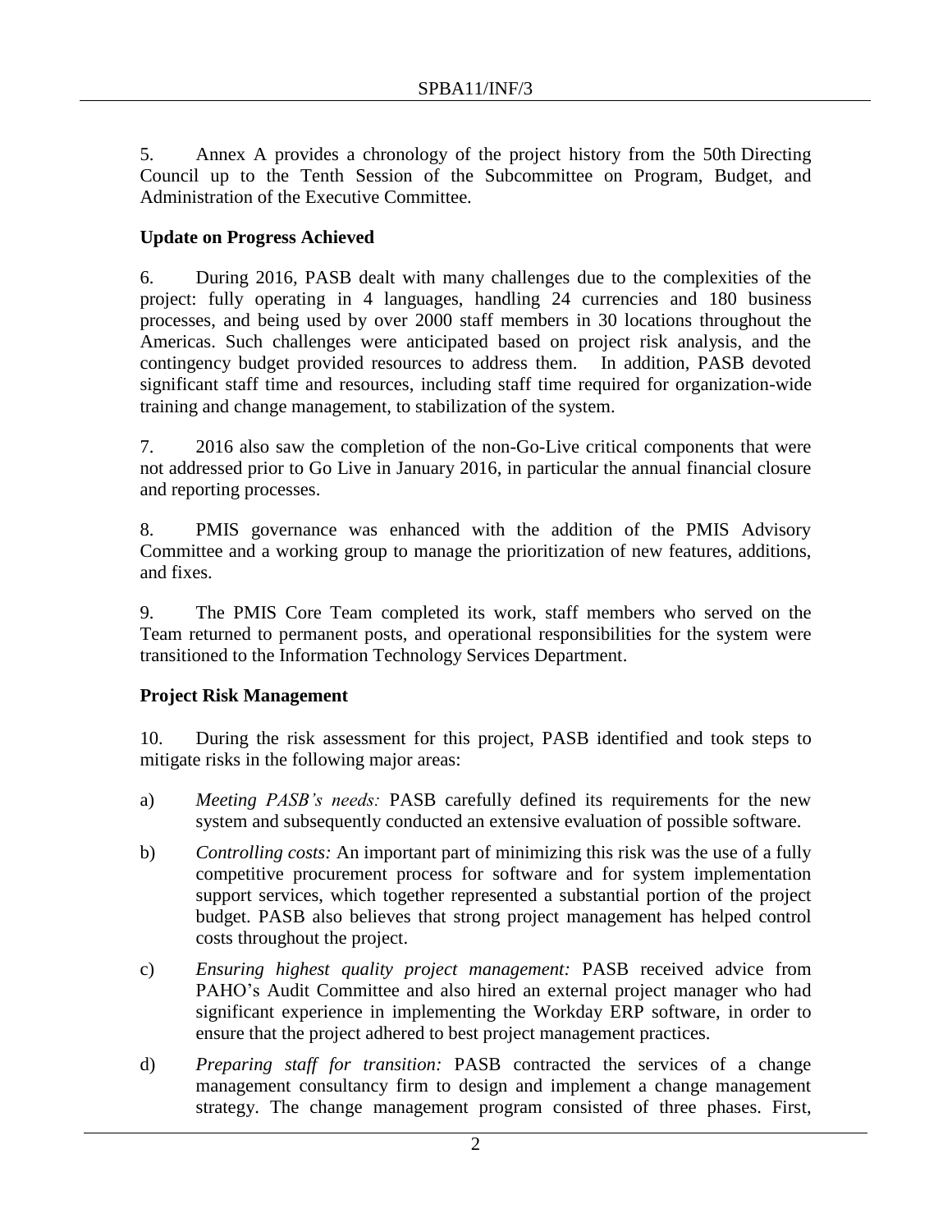5. Annex A provides a chronology of the project history from the 50th Directing Council up to the Tenth Session of the Subcommittee on Program, Budget, and Administration of the Executive Committee.

**Update on Progress Achieved**

6. During 2016, PASB dealt with many challenges due to the complexities of the project: fully operating in 4 languages, handling 24 currencies and 180 business processes, and being used by over 2000 staff members in 30 locations throughout the Americas. Such challenges were anticipated based on project risk analysis, and the contingency budget provided resources to address them. In addition, PASB devoted significant staff time and resources, including staff time required for organization-wide training and change management, to stabilization of the system.

7. 2016 also saw the completion of the non-Go-Live critical components that were not addressed prior to Go Live in January 2016, in particular the annual financial closure and reporting processes.

8. PMIS governance was enhanced with the addition of the PMIS Advisory Committee and a working group to manage the prioritization of new features, additions, and fixes.

9. The PMIS Core Team completed its work, staff members who served on the Team returned to permanent posts, and operational responsibilities for the system were transitioned to the Information Technology Services Department.

**Project Risk Management**

10. During the risk assessment for this project, PASB identified and took steps to mitigate risks in the following major areas:

a) *Meeting PASB's needs:* PASB carefully defined its requirements for the new system and subsequently conducted an extensive evaluation of possible software.

b) *Controlling costs:* An important part of minimizing this risk was the use of a fully competitive procurement process for software and for system implementation support services, which together represented a substantial portion of the project budget. PASB also believes that strong project management has helped control costs throughout the project.

c) *Ensuring highest quality project management:* PASB received advice from PAHO's Audit Committee and also hired an external project manager who had significant experience in implementing the Workday ERP software, in order to ensure that the project adhered to best project management practices.

d) *Preparing staff for transition:* PASB contracted the services of a change management consultancy firm to design and implement a change management strategy. The change management program consisted of three phases. First,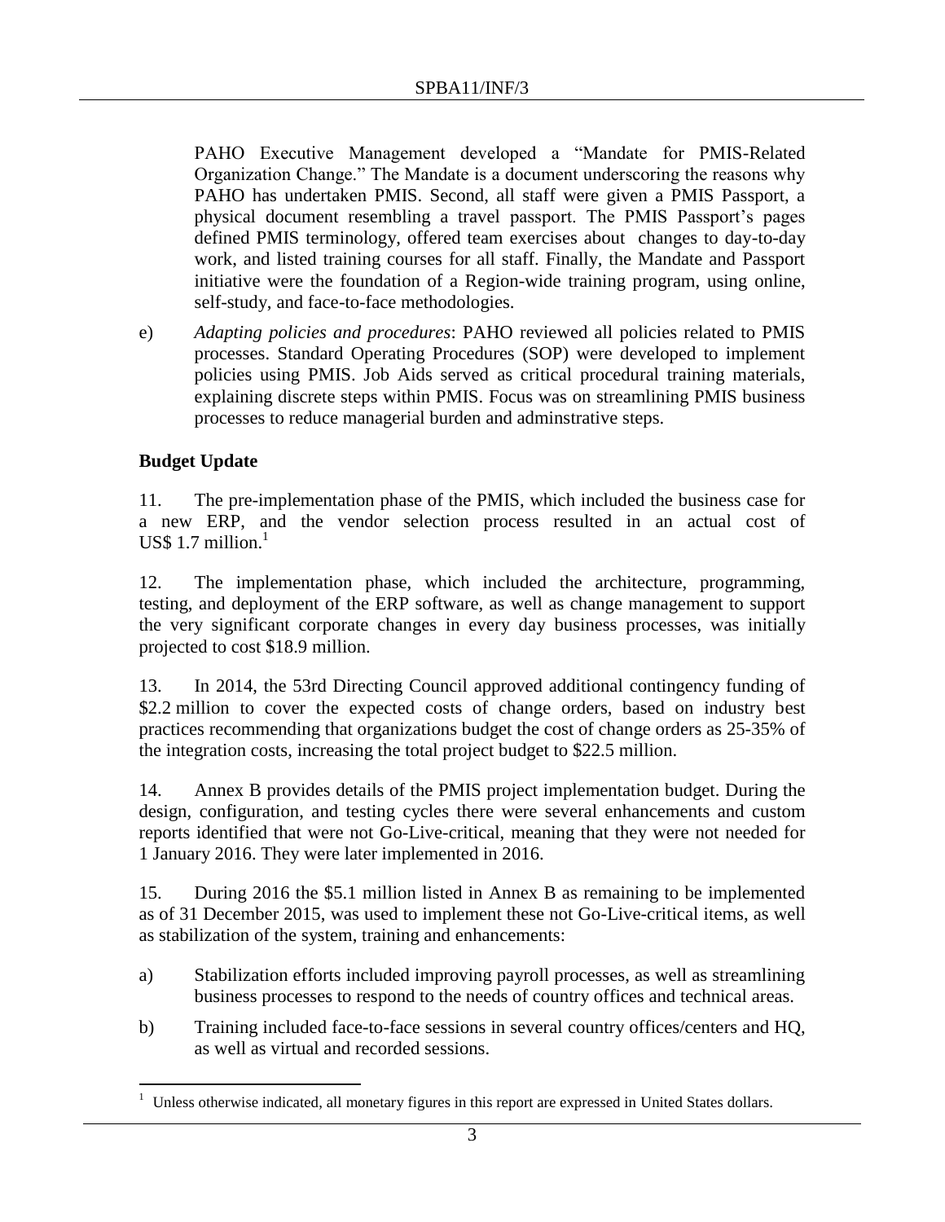PAHO Executive Management developed a "Mandate for PMIS-Related Organization Change." The Mandate is a document underscoring the reasons why PAHO has undertaken PMIS. Second, all staff were given a PMIS Passport, a physical document resembling a travel passport. The PMIS Passport's pages defined PMIS terminology, offered team exercises about changes to day-to-day work, and listed training courses for all staff. Finally, the Mandate and Passport initiative were the foundation of a Region-wide training program, using online, self-study, and face-to-face methodologies.

e) *Adapting policies and procedures*: PAHO reviewed all policies related to PMIS processes. Standard Operating Procedures (SOP) were developed to implement policies using PMIS. Job Aids served as critical procedural training materials, explaining discrete steps within PMIS. Focus was on streamlining PMIS business processes to reduce managerial burden and adminstrative steps.

**Budget Update**

11. The pre-implementation phase of the PMIS, which included the business case for a new ERP, and the vendor selection process resulted in an actual cost of US$ 1.7 million.[1]

12. The implementation phase, which included the architecture, programming, testing, and deployment of the ERP software, as well as change management to support the very significant corporate changes in every day business processes, was initially projected to cost $18.9 million.

13. In 2014, the 53rd Directing Council approved additional contingency funding of $2.2 million to cover the expected costs of change orders, based on industry best practices recommending that organizations budget the cost of change orders as 25-35% of the integration costs, increasing the total project budget to $22.5 million.

14. Annex B provides details of the PMIS project implementation budget. During the design, configuration, and testing cycles there were several enhancements and custom reports identified that were not Go-Live-critical, meaning that they were not needed for 1 January 2016. They were later implemented in 2016.

15. During 2016 the $5.1 million listed in Annex B as remaining to be implemented as of 31 December 2015, was used to implement these not Go-Live-critical items, as well as stabilization of the system, training and enhancements:

a) Stabilization efforts included improving payroll processes, as well as streamlining business processes to respond to the needs of country offices and technical areas.

b) Training included face-to-face sessions in several country offices/centers and HQ, as well as virtual and recorded sessions.

[1] Unless otherwise indicated, all monetary figures in this report are expressed in United States dollars.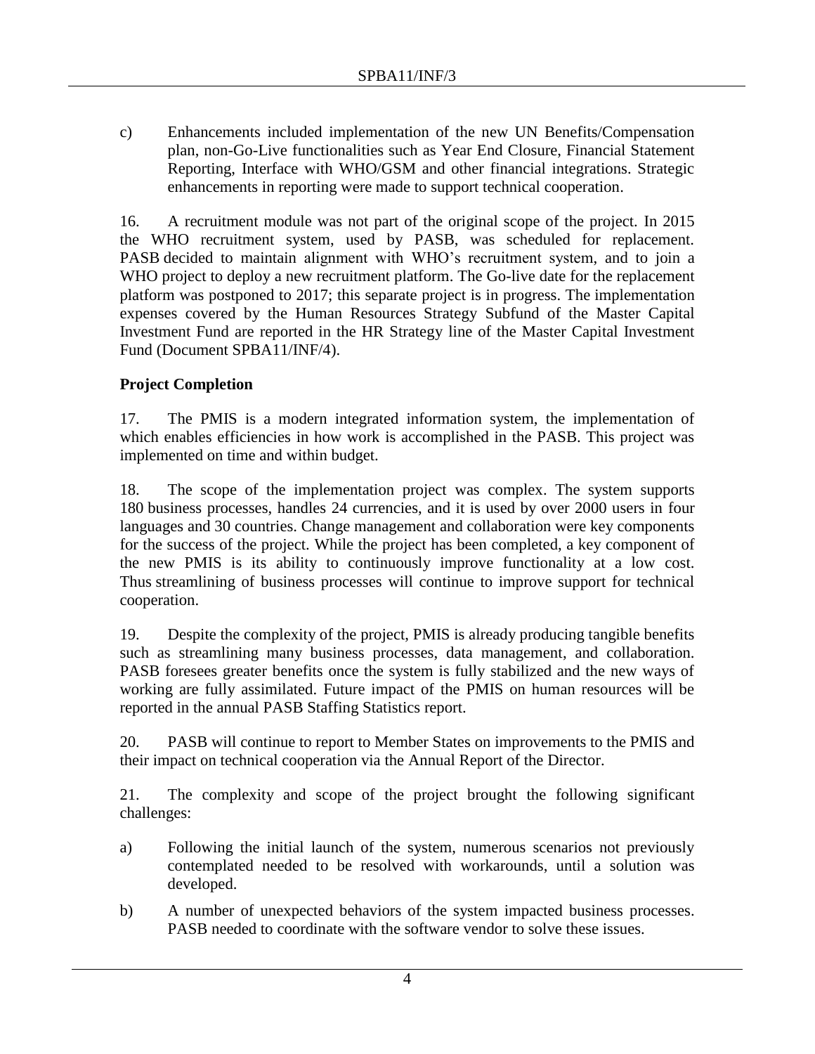c) Enhancements included implementation of the new UN Benefits/Compensation plan, non-Go-Live functionalities such as Year End Closure, Financial Statement Reporting, Interface with WHO/GSM and other financial integrations. Strategic enhancements in reporting were made to support technical cooperation.

16. A recruitment module was not part of the original scope of the project. In 2015 the WHO recruitment system, used by PASB, was scheduled for replacement. PASB decided to maintain alignment with WHO's recruitment system, and to join a WHO project to deploy a new recruitment platform. The Go-live date for the replacement platform was postponed to 2017; this separate project is in progress. The implementation expenses covered by the Human Resources Strategy Subfund of the Master Capital Investment Fund are reported in the HR Strategy line of the Master Capital Investment Fund (Document SPBA11/INF/4).

**Project Completion**

17. The PMIS is a modern integrated information system, the implementation of which enables efficiencies in how work is accomplished in the PASB. This project was implemented on time and within budget.

18. The scope of the implementation project was complex. The system supports 180 business processes, handles 24 currencies, and it is used by over 2000 users in four languages and 30 countries. Change management and collaboration were key components for the success of the project. While the project has been completed, a key component of the new PMIS is its ability to continuously improve functionality at a low cost. Thus streamlining of business processes will continue to improve support for technical cooperation.

19. Despite the complexity of the project, PMIS is already producing tangible benefits such as streamlining many business processes, data management, and collaboration. PASB foresees greater benefits once the system is fully stabilized and the new ways of working are fully assimilated. Future impact of the PMIS on human resources will be reported in the annual PASB Staffing Statistics report.

20. PASB will continue to report to Member States on improvements to the PMIS and their impact on technical cooperation via the Annual Report of the Director.

21. The complexity and scope of the project brought the following significant challenges:

a) Following the initial launch of the system, numerous scenarios not previously contemplated needed to be resolved with workarounds, until a solution was developed.

b) A number of unexpected behaviors of the system impacted business processes. PASB needed to coordinate with the software vendor to solve these issues.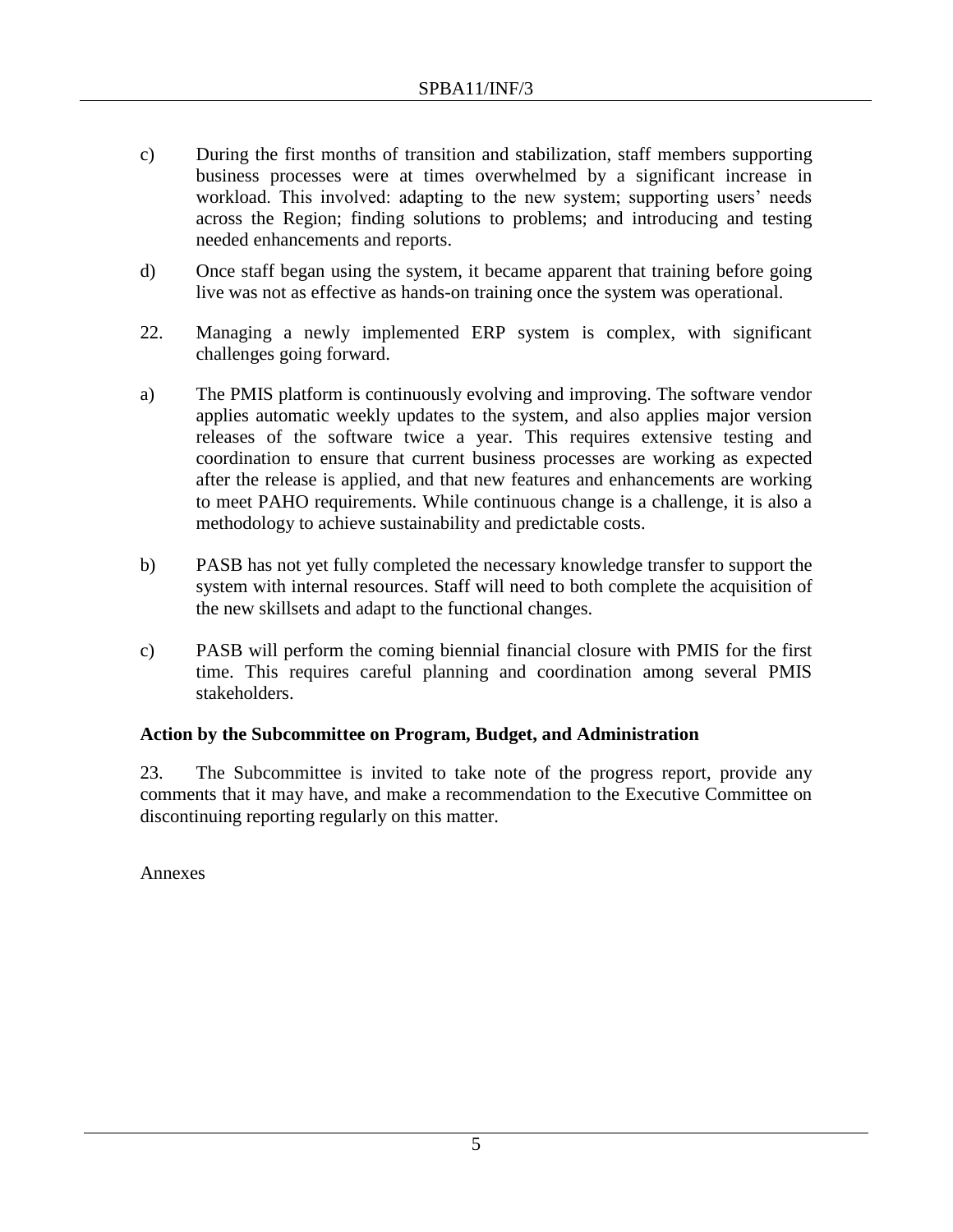c) During the first months of transition and stabilization, staff members supporting business processes were at times overwhelmed by a significant increase in workload. This involved: adapting to the new system; supporting users' needs across the Region; finding solutions to problems; and introducing and testing needed enhancements and reports.

d) Once staff began using the system, it became apparent that training before going live was not as effective as hands-on training once the system was operational.

22. Managing a newly implemented ERP system is complex, with significant challenges going forward.

a) The PMIS platform is continuously evolving and improving. The software vendor applies automatic weekly updates to the system, and also applies major version releases of the software twice a year. This requires extensive testing and coordination to ensure that current business processes are working as expected after the release is applied, and that new features and enhancements are working to meet PAHO requirements. While continuous change is a challenge, it is also a methodology to achieve sustainability and predictable costs.

b) PASB has not yet fully completed the necessary knowledge transfer to support the system with internal resources. Staff will need to both complete the acquisition of the new skillsets and adapt to the functional changes.

c) PASB will perform the coming biennial financial closure with PMIS for the first time. This requires careful planning and coordination among several PMIS stakeholders.

**Action by the Subcommittee on Program, Budget, and Administration**

23. The Subcommittee is invited to take note of the progress report, provide any comments that it may have, and make a recommendation to the Executive Committee on discontinuing reporting regularly on this matter.

Annexes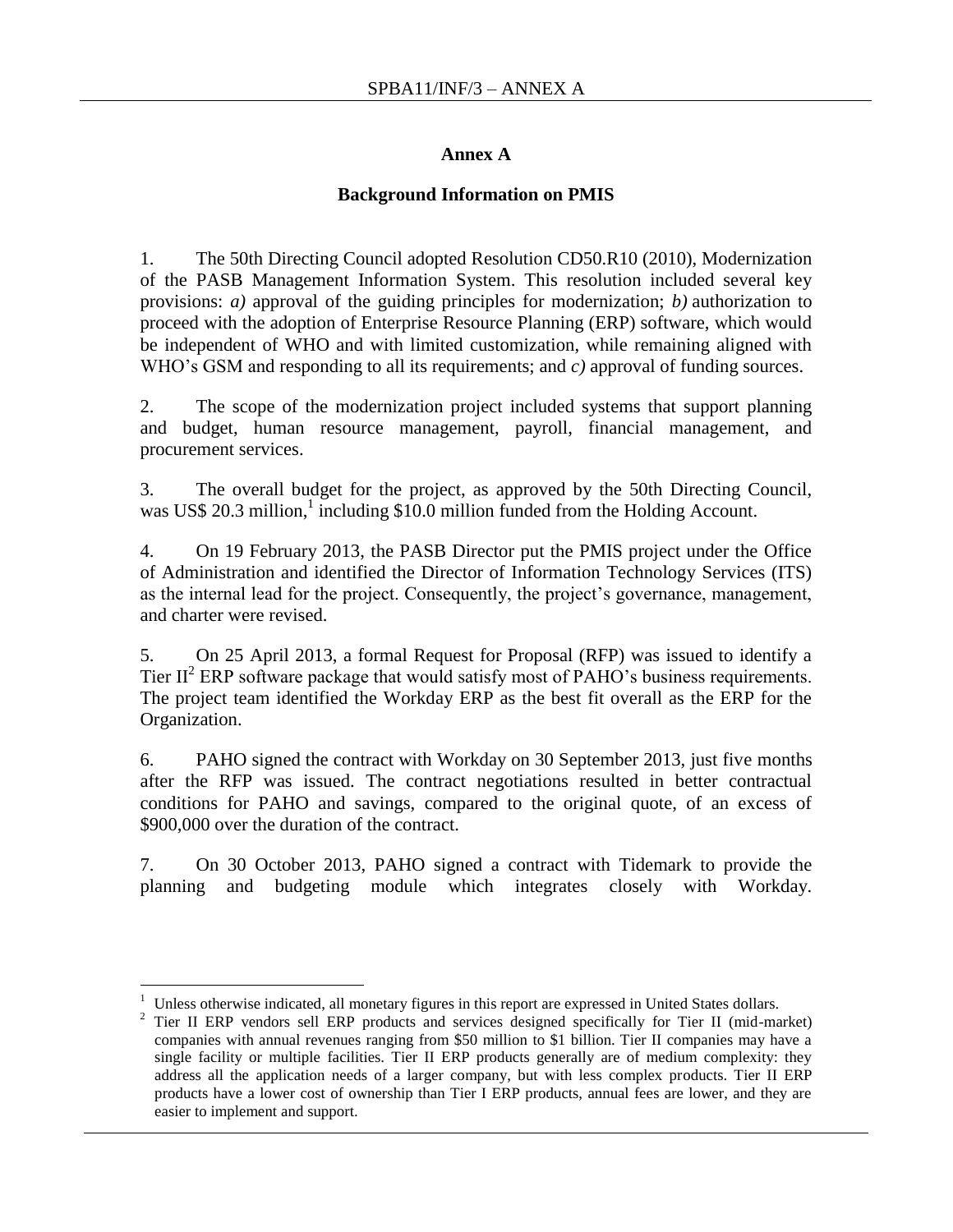# Annex A

## Background Information on PMIS

1. The 50th Directing Council adopted Resolution CD50.R10 (2010), Modernization of the PASB Management Information System. This resolution included several key provisions: *a)* approval of the guiding principles for modernization; *b)* authorization to proceed with the adoption of Enterprise Resource Planning (ERP) software, which would be independent of WHO and with limited customization, while remaining aligned with WHO's GSM and responding to all its requirements; and *c)* approval of funding sources.

2. The scope of the modernization project included systems that support planning and budget, human resource management, payroll, financial management, and procurement services.

3. The overall budget for the project, as approved by the 50th Directing Council, was US$ 20.3 million,[1] including $10.0 million funded from the Holding Account.

4. On 19 February 2013, the PASB Director put the PMIS project under the Office of Administration and identified the Director of Information Technology Services (ITS) as the internal lead for the project. Consequently, the project's governance, management, and charter were revised.

5. On 25 April 2013, a formal Request for Proposal (RFP) was issued to identify a Tier II[2] ERP software package that would satisfy most of PAHO's business requirements. The project team identified the Workday ERP as the best fit overall as the ERP for the Organization.

6. PAHO signed the contract with Workday on 30 September 2013, just five months after the RFP was issued. The contract negotiations resulted in better contractual conditions for PAHO and savings, compared to the original quote, of an excess of $900,000 over the duration of the contract.

7. On 30 October 2013, PAHO signed a contract with Tidemark to provide the planning and budgeting module which integrates closely with Workday.

---

[1] Unless otherwise indicated, all monetary figures in this report are expressed in United States dollars.

[2] Tier II ERP vendors sell ERP products and services designed specifically for Tier II (mid-market) companies with annual revenues ranging from $50 million to $1 billion. Tier II companies may have a single facility or multiple facilities. Tier II ERP products generally are of medium complexity: they address all the application needs of a larger company, but with less complex products. Tier II ERP products have a lower cost of ownership than Tier I ERP products, annual fees are lower, and they are easier to implement and support.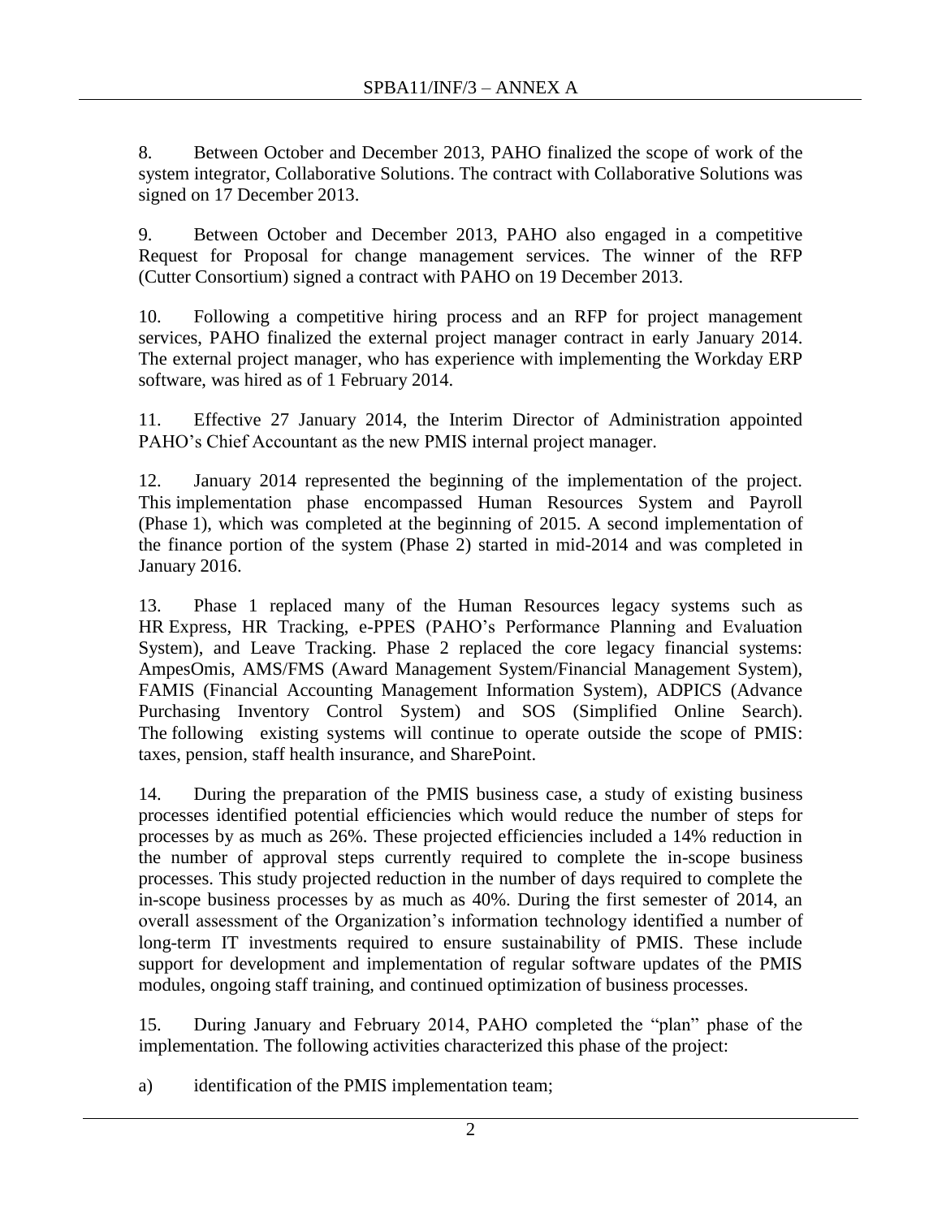8. Between October and December 2013, PAHO finalized the scope of work of the system integrator, Collaborative Solutions. The contract with Collaborative Solutions was signed on 17 December 2013.

9. Between October and December 2013, PAHO also engaged in a competitive Request for Proposal for change management services. The winner of the RFP (Cutter Consortium) signed a contract with PAHO on 19 December 2013.

10. Following a competitive hiring process and an RFP for project management services, PAHO finalized the external project manager contract in early January 2014. The external project manager, who has experience with implementing the Workday ERP software, was hired as of 1 February 2014.

11. Effective 27 January 2014, the Interim Director of Administration appointed PAHO's Chief Accountant as the new PMIS internal project manager.

12. January 2014 represented the beginning of the implementation of the project. This implementation phase encompassed Human Resources System and Payroll (Phase 1), which was completed at the beginning of 2015. A second implementation of the finance portion of the system (Phase 2) started in mid-2014 and was completed in January 2016.

13. Phase 1 replaced many of the Human Resources legacy systems such as HR Express, HR Tracking, e-PPES (PAHO's Performance Planning and Evaluation System), and Leave Tracking. Phase 2 replaced the core legacy financial systems: AmpesOmis, AMS/FMS (Award Management System/Financial Management System), FAMIS (Financial Accounting Management Information System), ADPICS (Advance Purchasing Inventory Control System) and SOS (Simplified Online Search). The following existing systems will continue to operate outside the scope of PMIS: taxes, pension, staff health insurance, and SharePoint.

14. During the preparation of the PMIS business case, a study of existing business processes identified potential efficiencies which would reduce the number of steps for processes by as much as 26%. These projected efficiencies included a 14% reduction in the number of approval steps currently required to complete the in-scope business processes. This study projected reduction in the number of days required to complete the in-scope business processes by as much as 40%. During the first semester of 2014, an overall assessment of the Organization's information technology identified a number of long-term IT investments required to ensure sustainability of PMIS. These include support for development and implementation of regular software updates of the PMIS modules, ongoing staff training, and continued optimization of business processes.

15. During January and February 2014, PAHO completed the "plan" phase of the implementation. The following activities characterized this phase of the project:

a) identification of the PMIS implementation team;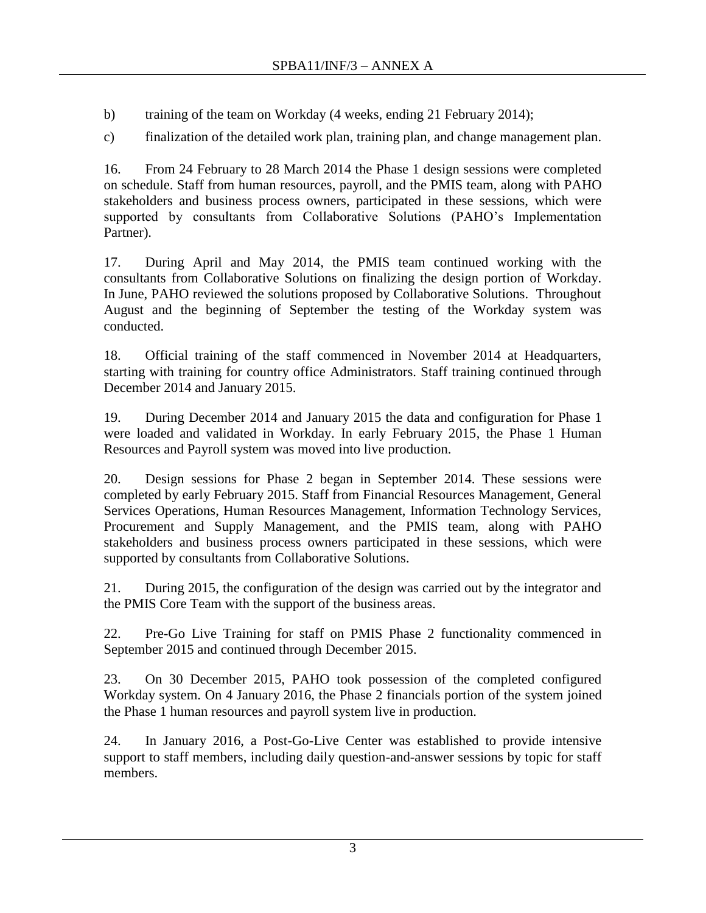b) training of the team on Workday (4 weeks, ending 21 February 2014);

c) finalization of the detailed work plan, training plan, and change management plan.

16. From 24 February to 28 March 2014 the Phase 1 design sessions were completed on schedule. Staff from human resources, payroll, and the PMIS team, along with PAHO stakeholders and business process owners, participated in these sessions, which were supported by consultants from Collaborative Solutions (PAHO's Implementation Partner).

17. During April and May 2014, the PMIS team continued working with the consultants from Collaborative Solutions on finalizing the design portion of Workday. In June, PAHO reviewed the solutions proposed by Collaborative Solutions. Throughout August and the beginning of September the testing of the Workday system was conducted.

18. Official training of the staff commenced in November 2014 at Headquarters, starting with training for country office Administrators. Staff training continued through December 2014 and January 2015.

19. During December 2014 and January 2015 the data and configuration for Phase 1 were loaded and validated in Workday. In early February 2015, the Phase 1 Human Resources and Payroll system was moved into live production.

20. Design sessions for Phase 2 began in September 2014. These sessions were completed by early February 2015. Staff from Financial Resources Management, General Services Operations, Human Resources Management, Information Technology Services, Procurement and Supply Management, and the PMIS team, along with PAHO stakeholders and business process owners participated in these sessions, which were supported by consultants from Collaborative Solutions.

21. During 2015, the configuration of the design was carried out by the integrator and the PMIS Core Team with the support of the business areas.

22. Pre-Go Live Training for staff on PMIS Phase 2 functionality commenced in September 2015 and continued through December 2015.

23. On 30 December 2015, PAHO took possession of the completed configured Workday system. On 4 January 2016, the Phase 2 financials portion of the system joined the Phase 1 human resources and payroll system live in production.

24. In January 2016, a Post-Go-Live Center was established to provide intensive support to staff members, including daily question-and-answer sessions by topic for staff members.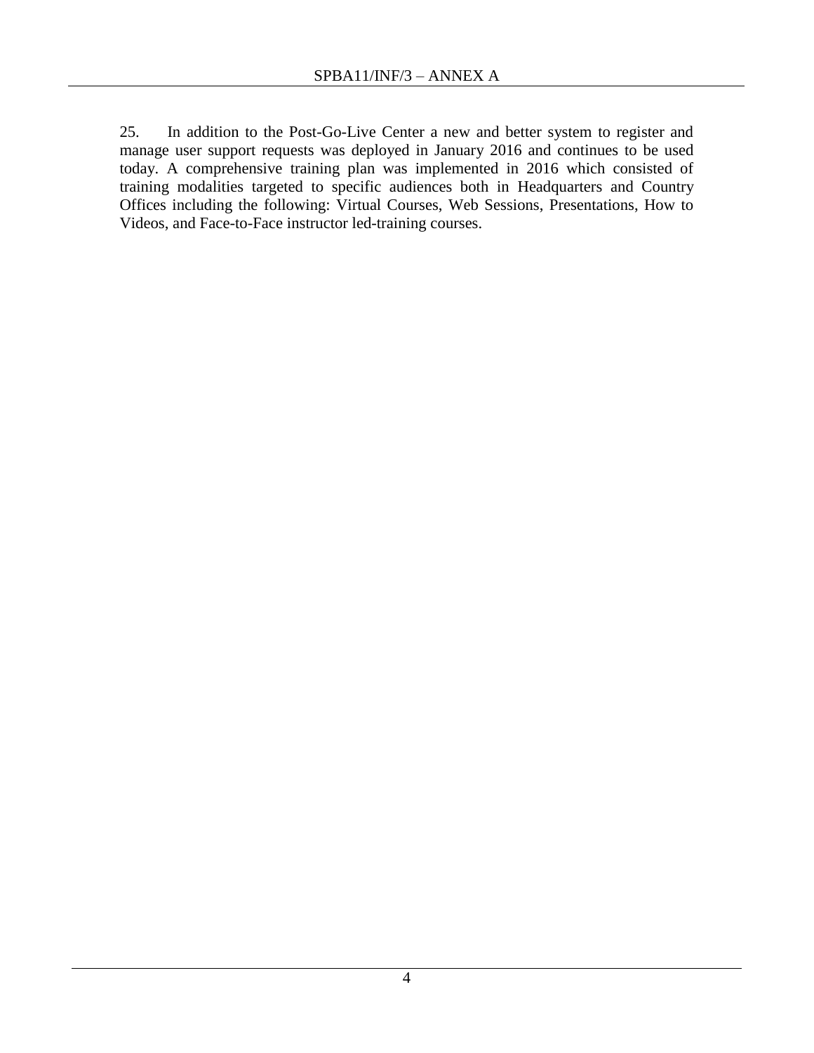25. In addition to the Post-Go-Live Center a new and better system to register and manage user support requests was deployed in January 2016 and continues to be used today. A comprehensive training plan was implemented in 2016 which consisted of training modalities targeted to specific audiences both in Headquarters and Country Offices including the following: Virtual Courses, Web Sessions, Presentations, How to Videos, and Face-to-Face instructor led-training courses.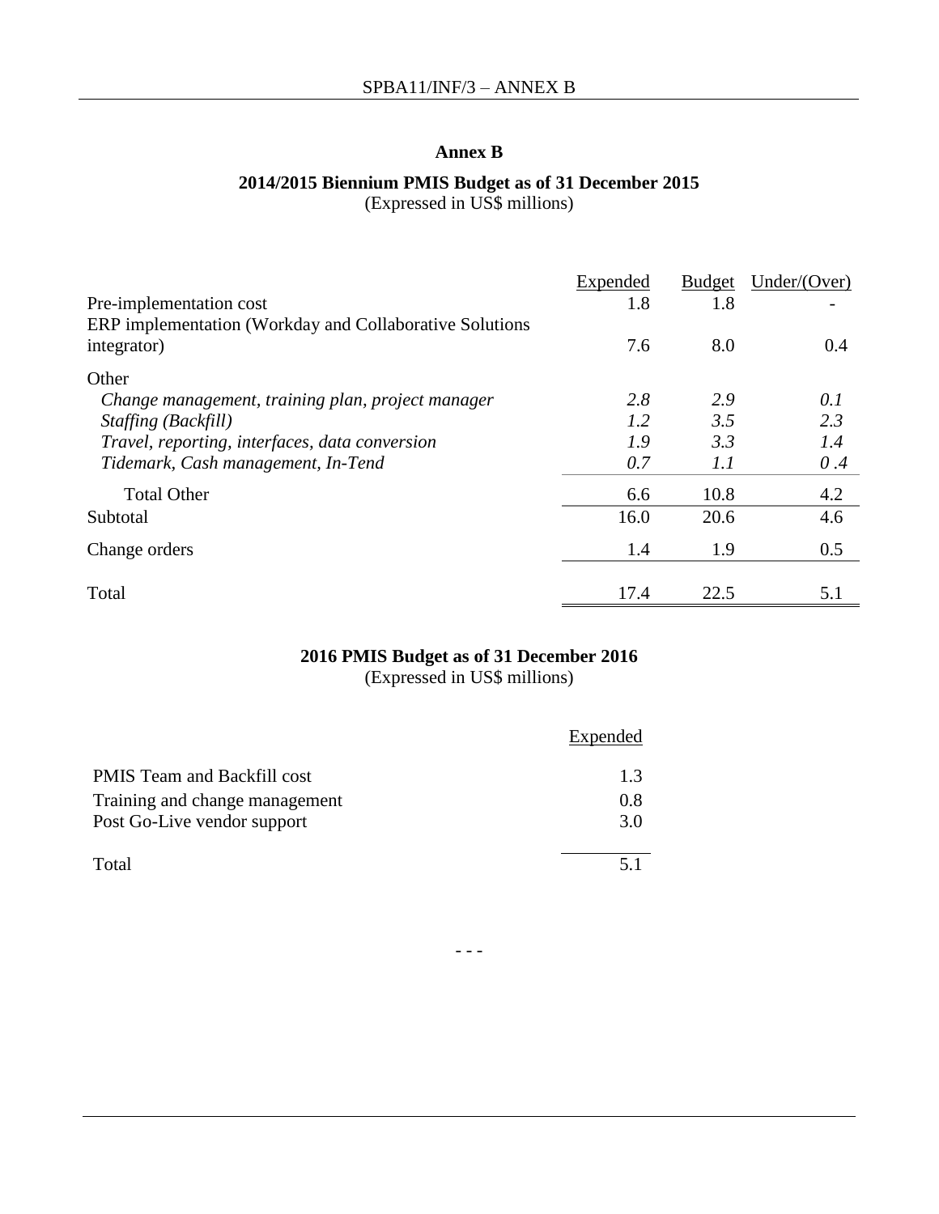**Annex B**

**2014/2015 Biennium PMIS Budget as of 31 December 2015**
(Expressed in US$ millions)

| | Expended | Budget | Under/(Over) |
|---|---|---|---|
| Pre-implementation cost | 1.8 | 1.8 | - |
| ERP implementation (Workday and Collaborative Solutions integrator) | 7.6 | 8.0 | 0.4 |
| Other | | | |
| *Change management, training plan, project manager* | *2.8* | *2.9* | *0.1* |
| *Staffing (Backfill)* | *1.2* | *3.5* | *2.3* |
| *Travel, reporting, interfaces, data conversion* | *1.9* | *3.3* | *1.4* |
| *Tidemark, Cash management, In-Tend* | *0.7* | *1.1* | *0 .4* |
| Total Other | 6.6 | 10.8 | 4.2 |
| Subtotal | 16.0 | 20.6 | 4.6 |
| Change orders | 1.4 | 1.9 | 0.5 |
| Total | 17.4 | 22.5 | 5.1 |

**2016 PMIS Budget as of 31 December 2016**
(Expressed in US$ millions)

| | Expended |
|---|---|
| PMIS Team and Backfill cost | 1.3 |
| Training and change management | 0.8 |
| Post Go-Live vendor support | 3.0 |
| Total | 5.1 |

- - -